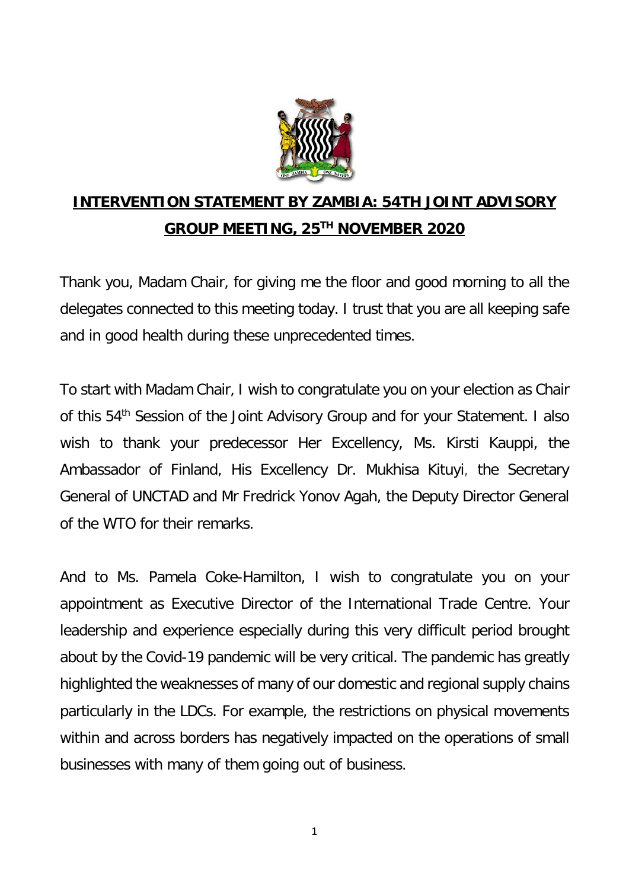# **INTERVENTION STATEMENT BY ZAMBIA: 54TH JOINT ADVISORY GROUP MEETING, 25TH NOVEMBER 2020**

Thank you, Madam Chair, for giving me the floor and good morning to all the delegates connected to this meeting today. I trust that you are all keeping safe and in good health during these unprecedented times.

To start with Madam Chair, I wish to congratulate you on your election as Chair of this 54th Session of the Joint Advisory Group and for your Statement. I also wish to thank your predecessor Her Excellency, Ms. Kirsti Kauppi, the Ambassador of Finland, His Excellency Dr. Mukhisa Kituyi, the Secretary General of UNCTAD and Mr Fredrick Yonov Agah, the Deputy Director General of the WTO for their remarks.

And to Ms. Pamela Coke-Hamilton, I wish to congratulate you on your appointment as Executive Director of the International Trade Centre. Your leadership and experience especially during this very difficult period brought about by the Covid-19 pandemic will be very critical. The pandemic has greatly highlighted the weaknesses of many of our domestic and regional supply chains particularly in the LDCs. For example, the restrictions on physical movements within and across borders has negatively impacted on the operations of small businesses with many of them going out of business.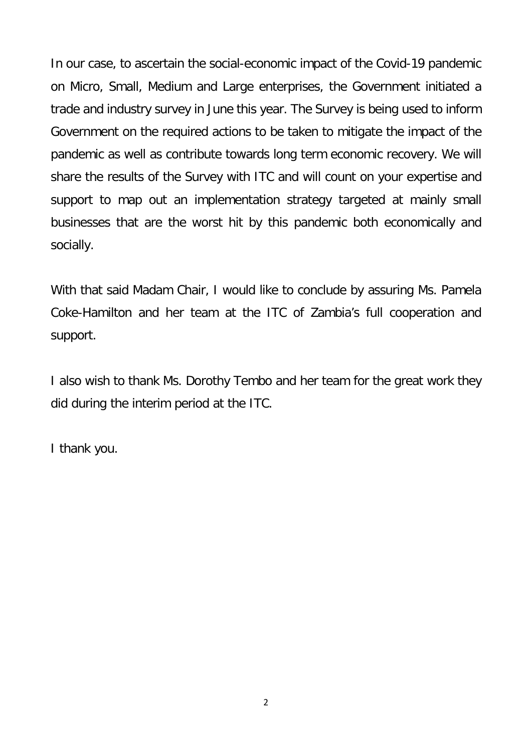In our case, to ascertain the social-economic impact of the Covid-19 pandemic on Micro, Small, Medium and Large enterprises, the Government initiated a trade and industry survey in June this year. The Survey is being used to inform Government on the required actions to be taken to mitigate the impact of the pandemic as well as contribute towards long term economic recovery. We will share the results of the Survey with ITC and will count on your expertise and support to map out an implementation strategy targeted at mainly small businesses that are the worst hit by this pandemic both economically and socially.

With that said Madam Chair, I would like to conclude by assuring Ms. Pamela Coke-Hamilton and her team at the ITC of Zambia's full cooperation and support.

I also wish to thank Ms. Dorothy Tembo and her team for the great work they did during the interim period at the ITC.

I thank you.